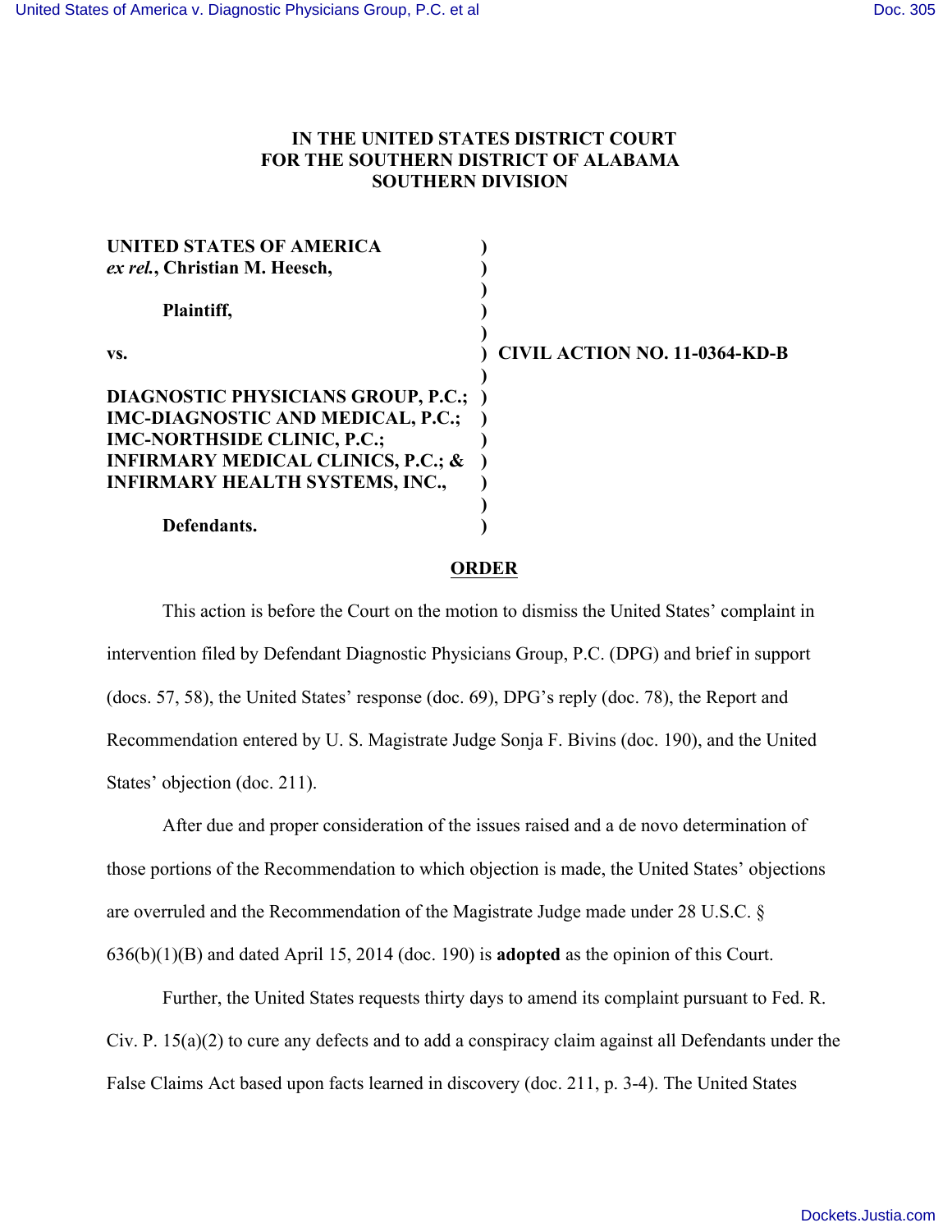# IN THE UNITED STATES DISTRICT COURT FOR THE SOUTHERN DISTRICT OF ALABAMA SOUTHERN DIVISION

**UNITED STATES OF AMERICA** ***ex rel.*****, Christian M. Heesch,**

**Plaintiff,**

**vs.** **CIVIL ACTION NO. 11-0364-KD-B**

**DIAGNOSTIC PHYSICIANS GROUP, P.C.; IMC-DIAGNOSTIC AND MEDICAL, P.C.; IMC-NORTHSIDE CLINIC, P.C.; INFIRMARY MEDICAL CLINICS, P.C.; & INFIRMARY HEALTH SYSTEMS, INC.,**

**Defendants.**

## ORDER

This action is before the Court on the motion to dismiss the United States' complaint in intervention filed by Defendant Diagnostic Physicians Group, P.C. (DPG) and brief in support (docs. 57, 58), the United States' response (doc. 69), DPG's reply (doc. 78), the Report and Recommendation entered by U. S. Magistrate Judge Sonja F. Bivins (doc. 190), and the United States' objection (doc. 211).

After due and proper consideration of the issues raised and a de novo determination of those portions of the Recommendation to which objection is made, the United States' objections are overruled and the Recommendation of the Magistrate Judge made under 28 U.S.C. § 636(b)(1)(B) and dated April 15, 2014 (doc. 190) is **adopted** as the opinion of this Court.

Further, the United States requests thirty days to amend its complaint pursuant to Fed. R. Civ. P. 15(a)(2) to cure any defects and to add a conspiracy claim against all Defendants under the False Claims Act based upon facts learned in discovery (doc. 211, p. 3-4). The United States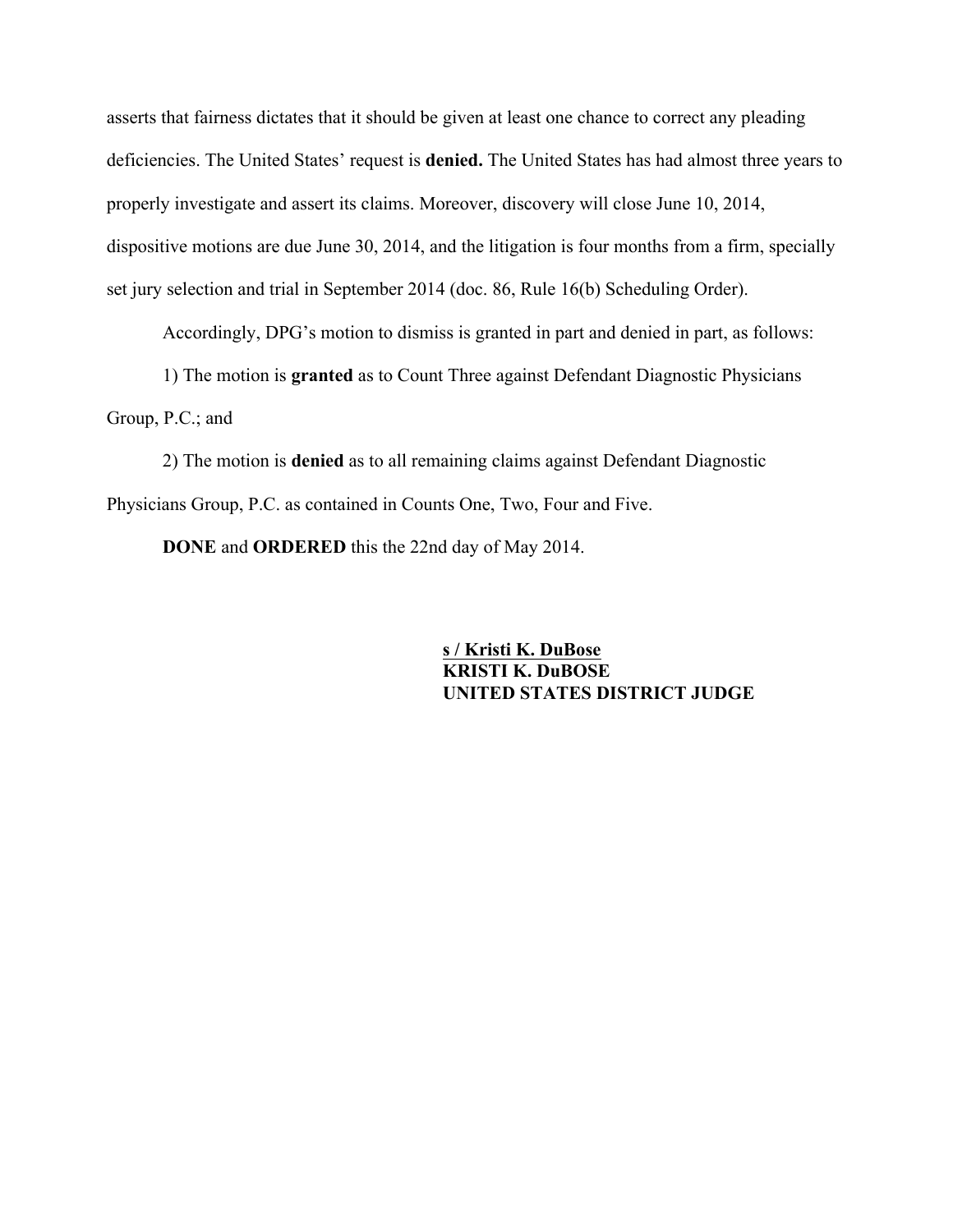asserts that fairness dictates that it should be given at least one chance to correct any pleading deficiencies. The United States' request is **denied.** The United States has had almost three years to properly investigate and assert its claims. Moreover, discovery will close June 10, 2014, dispositive motions are due June 30, 2014, and the litigation is four months from a firm, specially set jury selection and trial in September 2014 (doc. 86, Rule 16(b) Scheduling Order).

Accordingly, DPG's motion to dismiss is granted in part and denied in part, as follows:

1) The motion is **granted** as to Count Three against Defendant Diagnostic Physicians Group, P.C.; and

2) The motion is **denied** as to all remaining claims against Defendant Diagnostic Physicians Group, P.C. as contained in Counts One, Two, Four and Five.

**DONE** and **ORDERED** this the 22nd day of May 2014.

**s / Kristi K. DuBose**
**KRISTI K. DuBOSE**
**UNITED STATES DISTRICT JUDGE**